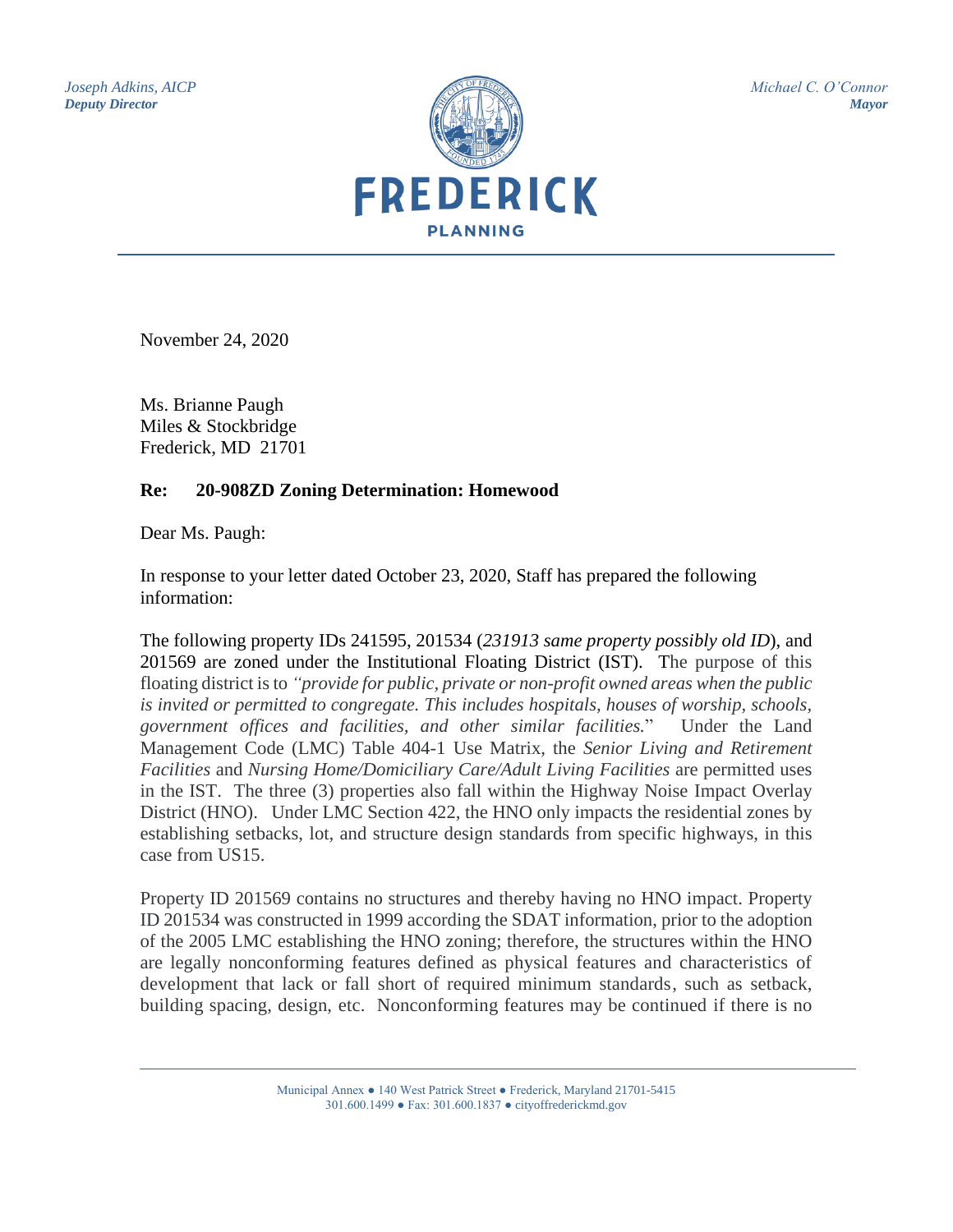*Joseph Adkins, AICP*
***Deputy Director***

*Michael C. O'Connor*
***Mayor***

FREDERICK
PLANNING

November 24, 2020

Ms. Brianne Paugh
Miles & Stockbridge
Frederick, MD 21701

**Re: 20-908ZD Zoning Determination: Homewood**

Dear Ms. Paugh:

In response to your letter dated October 23, 2020, Staff has prepared the following information:

The following property IDs 241595, 201534 (*231913 same property possibly old ID*), and 201569 are zoned under the Institutional Floating District (IST). The purpose of this floating district is to *"provide for public, private or non-profit owned areas when the public is invited or permitted to congregate. This includes hospitals, houses of worship, schools, government offices and facilities, and other similar facilities.*" Under the Land Management Code (LMC) Table 404-1 Use Matrix, the *Senior Living and Retirement Facilities* and *Nursing Home/Domiciliary Care/Adult Living Facilities* are permitted uses in the IST. The three (3) properties also fall within the Highway Noise Impact Overlay District (HNO). Under LMC Section 422, the HNO only impacts the residential zones by establishing setbacks, lot, and structure design standards from specific highways, in this case from US15.

Property ID 201569 contains no structures and thereby having no HNO impact. Property ID 201534 was constructed in 1999 according the SDAT information, prior to the adoption of the 2005 LMC establishing the HNO zoning; therefore, the structures within the HNO are legally nonconforming features defined as physical features and characteristics of development that lack or fall short of required minimum standards, such as setback, building spacing, design, etc. Nonconforming features may be continued if there is no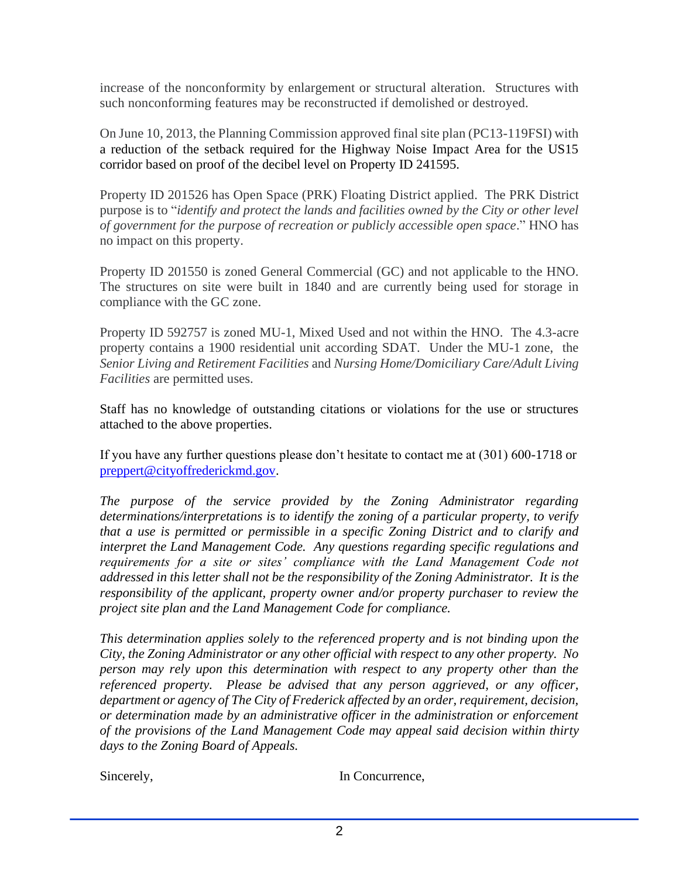increase of the nonconformity by enlargement or structural alteration. Structures with such nonconforming features may be reconstructed if demolished or destroyed.

On June 10, 2013, the Planning Commission approved final site plan (PC13-119FSI) with a reduction of the setback required for the Highway Noise Impact Area for the US15 corridor based on proof of the decibel level on Property ID 241595.

Property ID 201526 has Open Space (PRK) Floating District applied. The PRK District purpose is to "*identify and protect the lands and facilities owned by the City or other level of government for the purpose of recreation or publicly accessible open space*." HNO has no impact on this property.

Property ID 201550 is zoned General Commercial (GC) and not applicable to the HNO. The structures on site were built in 1840 and are currently being used for storage in compliance with the GC zone.

Property ID 592757 is zoned MU-1, Mixed Used and not within the HNO. The 4.3-acre property contains a 1900 residential unit according SDAT. Under the MU-1 zone, the *Senior Living and Retirement Facilities* and *Nursing Home/Domiciliary Care/Adult Living Facilities* are permitted uses.

Staff has no knowledge of outstanding citations or violations for the use or structures attached to the above properties.

If you have any further questions please don't hesitate to contact me at (301) 600-1718 or preppert@cityoffrederickmd.gov.

*The purpose of the service provided by the Zoning Administrator regarding determinations/interpretations is to identify the zoning of a particular property, to verify that a use is permitted or permissible in a specific Zoning District and to clarify and interpret the Land Management Code. Any questions regarding specific regulations and requirements for a site or sites' compliance with the Land Management Code not addressed in this letter shall not be the responsibility of the Zoning Administrator. It is the responsibility of the applicant, property owner and/or property purchaser to review the project site plan and the Land Management Code for compliance.*

*This determination applies solely to the referenced property and is not binding upon the City, the Zoning Administrator or any other official with respect to any other property. No person may rely upon this determination with respect to any property other than the referenced property. Please be advised that any person aggrieved, or any officer, department or agency of The City of Frederick affected by an order, requirement, decision, or determination made by an administrative officer in the administration or enforcement of the provisions of the Land Management Code may appeal said decision within thirty days to the Zoning Board of Appeals.*

Sincerely, In Concurrence,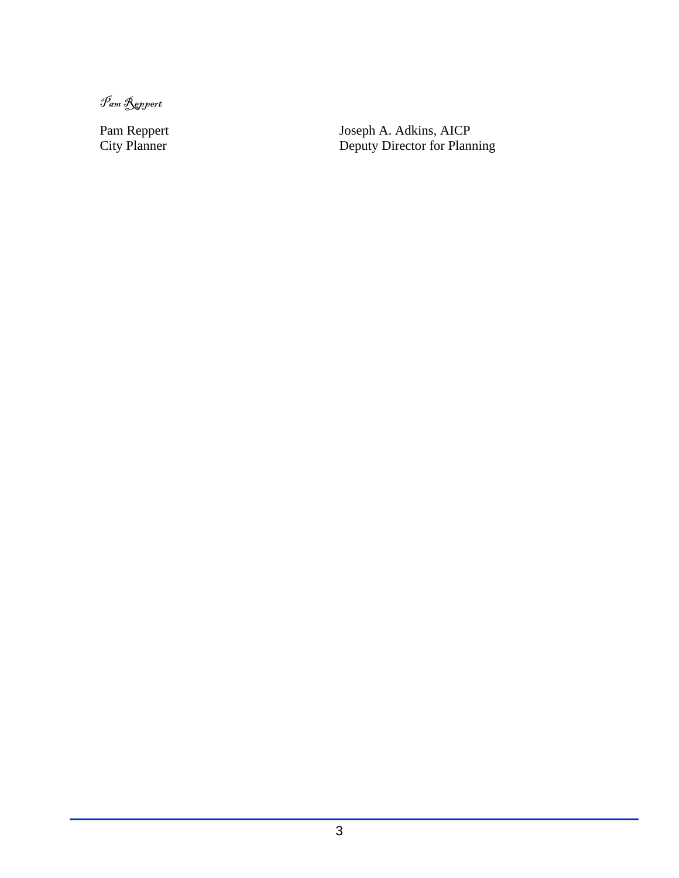*Pam Reppert*

| | |
|---|---|
| Pam Reppert | Joseph A. Adkins, AICP |
| City Planner | Deputy Director for Planning |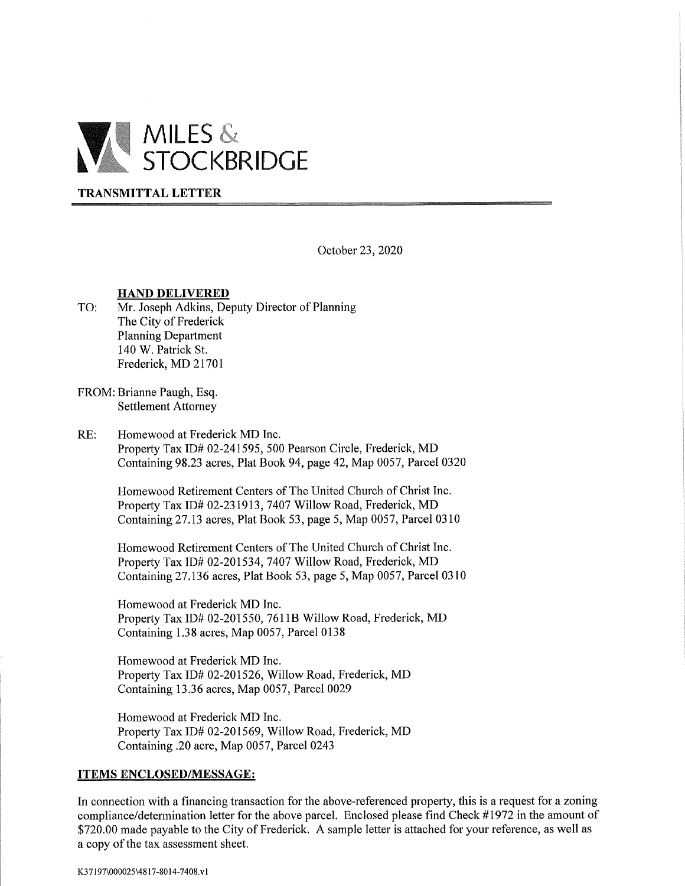MILES & STOCKBRIDGE

**TRANSMITTAL LETTER**

October 23, 2020

**HAND DELIVERED**

TO: Mr. Joseph Adkins, Deputy Director of Planning
The City of Frederick
Planning Department
140 W. Patrick St.
Frederick, MD 21701

FROM: Brianne Paugh, Esq.
Settlement Attorney

RE: Homewood at Frederick MD Inc.
Property Tax ID# 02-241595, 500 Pearson Circle, Frederick, MD
Containing 98.23 acres, Plat Book 94, page 42, Map 0057, Parcel 0320

Homewood Retirement Centers of The United Church of Christ Inc.
Property Tax ID# 02-231913, 7407 Willow Road, Frederick, MD
Containing 27.13 acres, Plat Book 53, page 5, Map 0057, Parcel 0310

Homewood Retirement Centers of The United Church of Christ Inc.
Property Tax ID# 02-201534, 7407 Willow Road, Frederick, MD
Containing 27.136 acres, Plat Book 53, page 5, Map 0057, Parcel 0310

Homewood at Frederick MD Inc.
Property Tax ID# 02-201550, 7611B Willow Road, Frederick, MD
Containing 1.38 acres, Map 0057, Parcel 0138

Homewood at Frederick MD Inc.
Property Tax ID# 02-201526, Willow Road, Frederick, MD
Containing 13.36 acres, Map 0057, Parcel 0029

Homewood at Frederick MD Inc.
Property Tax ID# 02-201569, Willow Road, Frederick, MD
Containing .20 acre, Map 0057, Parcel 0243

**ITEMS ENCLOSED/MESSAGE:**

In connection with a financing transaction for the above-referenced property, this is a request for a zoning compliance/determination letter for the above parcel. Enclosed please find Check #1972 in the amount of $720.00 made payable to the City of Frederick. A sample letter is attached for your reference, as well as a copy of the tax assessment sheet.

K37197\000025\4817-8014-7408.v1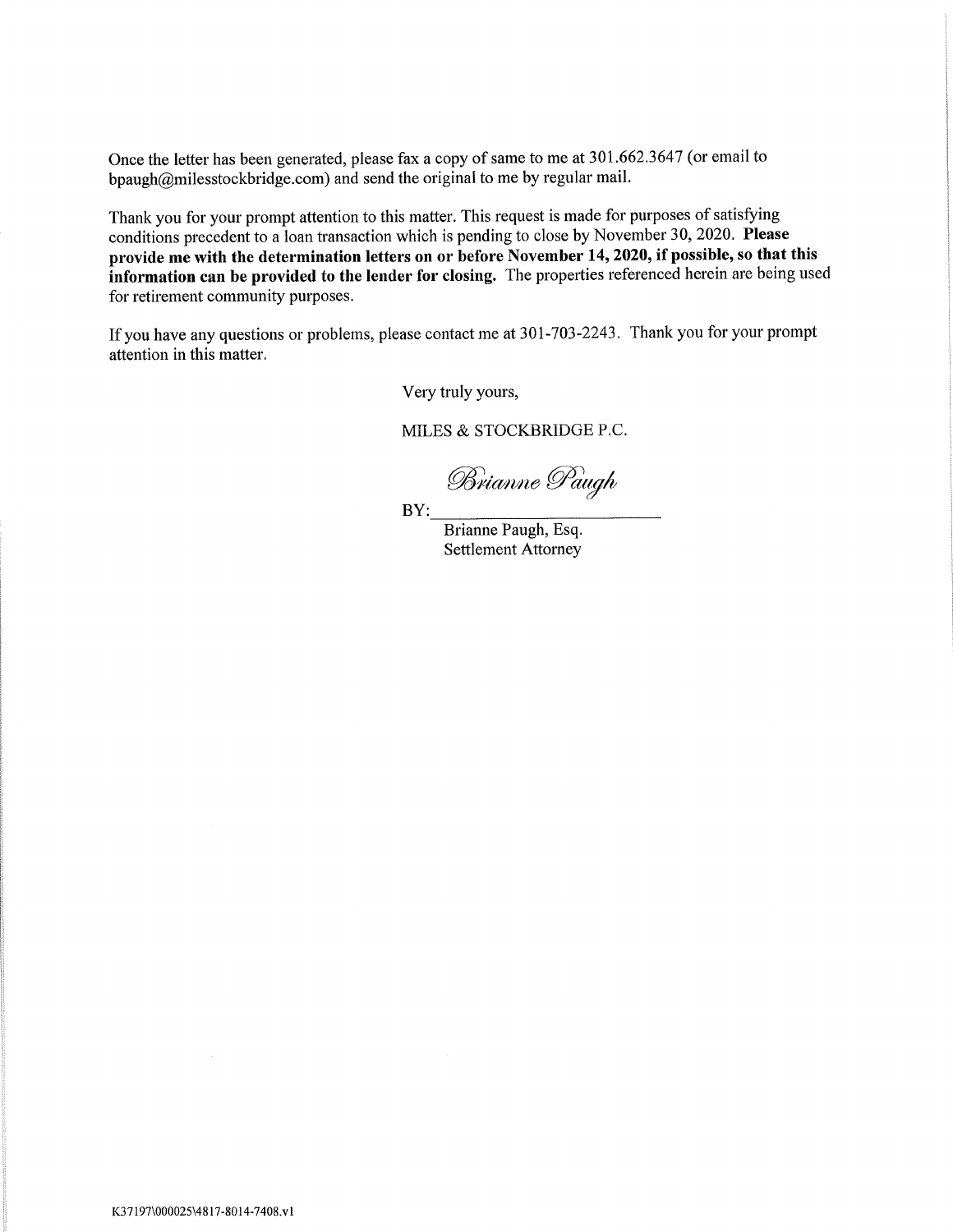Once the letter has been generated, please fax a copy of same to me at 301.662.3647 (or email to bpaugh@milesstockbridge.com) and send the original to me by regular mail.

Thank you for your prompt attention to this matter. This request is made for purposes of satisfying conditions precedent to a loan transaction which is pending to close by November 30, 2020. **Please provide me with the determination letters on or before November 14, 2020, if possible, so that this information can be provided to the lender for closing.** The properties referenced herein are being used for retirement community purposes.

If you have any questions or problems, please contact me at 301-703-2243. Thank you for your prompt attention in this matter.

Very truly yours,

MILES & STOCKBRIDGE P.C.

*Brianne Paugh*

BY:\_\_\_\_\_\_\_\_\_\_\_\_\_\_\_\_\_\_\_\_\_\_\_\_\_

Brianne Paugh, Esq.
Settlement Attorney

K37197\000025\4817-8014-7408.v1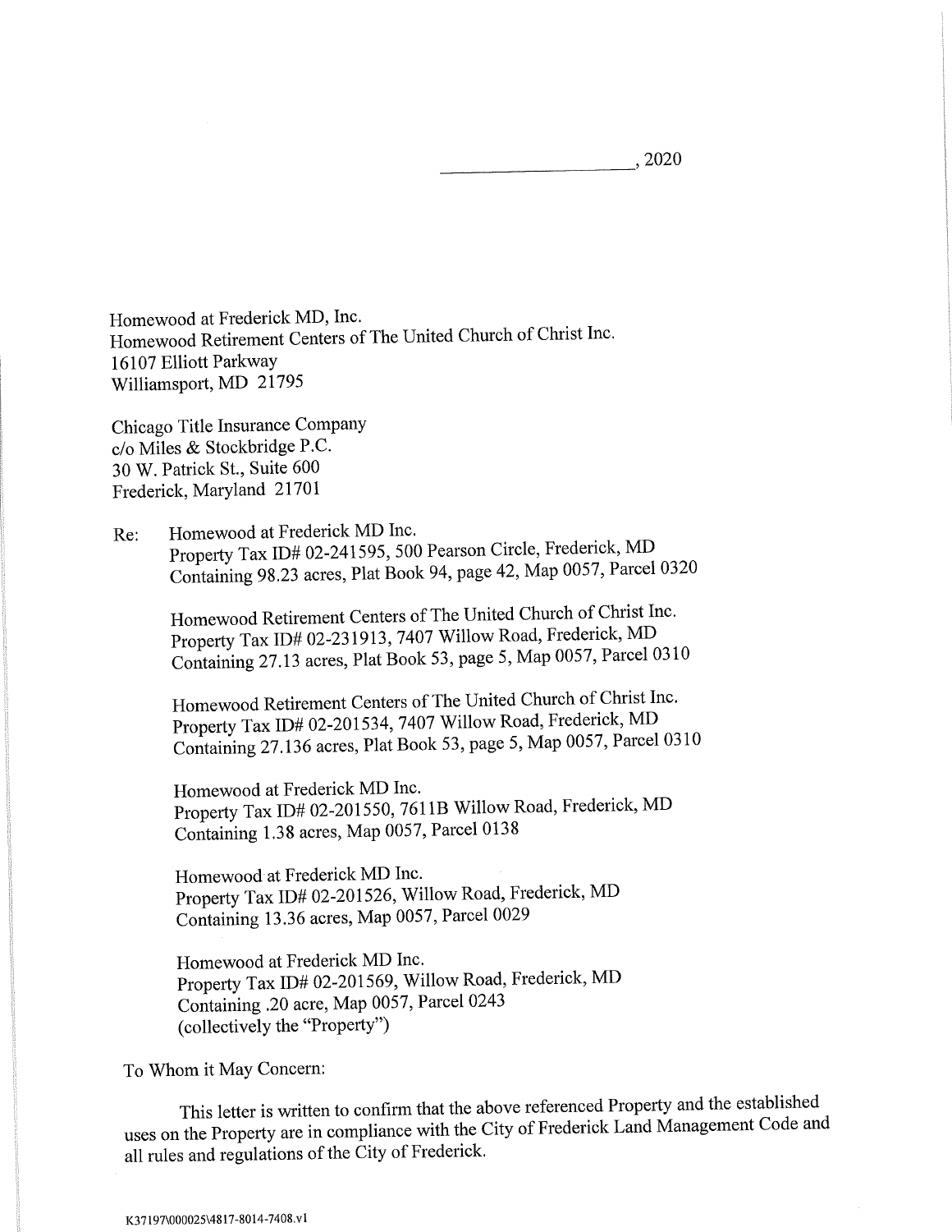\_\_\_\_\_\_\_\_\_\_\_\_\_\_\_\_\_\_\_\_, 2020

Homewood at Frederick MD, Inc.
Homewood Retirement Centers of The United Church of Christ Inc.
16107 Elliott Parkway
Williamsport, MD 21795

Chicago Title Insurance Company
c/o Miles & Stockbridge P.C.
30 W. Patrick St., Suite 600
Frederick, Maryland 21701

Re: Homewood at Frederick MD Inc.
Property Tax ID# 02-241595, 500 Pearson Circle, Frederick, MD
Containing 98.23 acres, Plat Book 94, page 42, Map 0057, Parcel 0320

Homewood Retirement Centers of The United Church of Christ Inc.
Property Tax ID# 02-231913, 7407 Willow Road, Frederick, MD
Containing 27.13 acres, Plat Book 53, page 5, Map 0057, Parcel 0310

Homewood Retirement Centers of The United Church of Christ Inc.
Property Tax ID# 02-201534, 7407 Willow Road, Frederick, MD
Containing 27.136 acres, Plat Book 53, page 5, Map 0057, Parcel 0310

Homewood at Frederick MD Inc.
Property Tax ID# 02-201550, 7611B Willow Road, Frederick, MD
Containing 1.38 acres, Map 0057, Parcel 0138

Homewood at Frederick MD Inc.
Property Tax ID# 02-201526, Willow Road, Frederick, MD
Containing 13.36 acres, Map 0057, Parcel 0029

Homewood at Frederick MD Inc.
Property Tax ID# 02-201569, Willow Road, Frederick, MD
Containing .20 acre, Map 0057, Parcel 0243
(collectively the "Property")

To Whom it May Concern:

This letter is written to confirm that the above referenced Property and the established uses on the Property are in compliance with the City of Frederick Land Management Code and all rules and regulations of the City of Frederick.

K37197\000025\4817-8014-7408.v1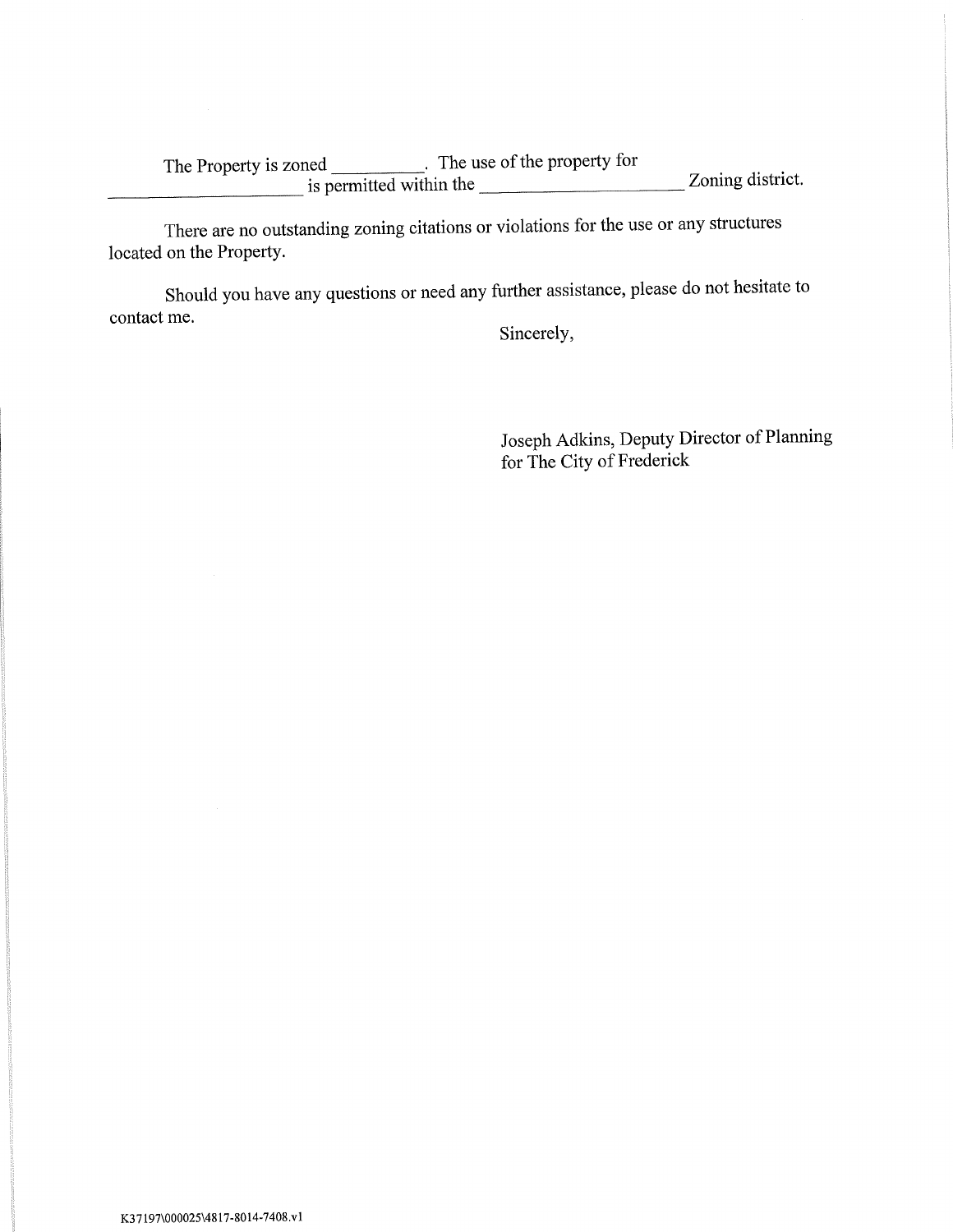The Property is zoned __________. The use of the property for ____________________ is permitted within the ______________________ Zoning district.

There are no outstanding zoning citations or violations for the use or any structures located on the Property.

Should you have any questions or need any further assistance, please do not hesitate to contact me.

Sincerely,

Joseph Adkins, Deputy Director of Planning
for The City of Frederick

K37197\000025\4817-8014-7408.v1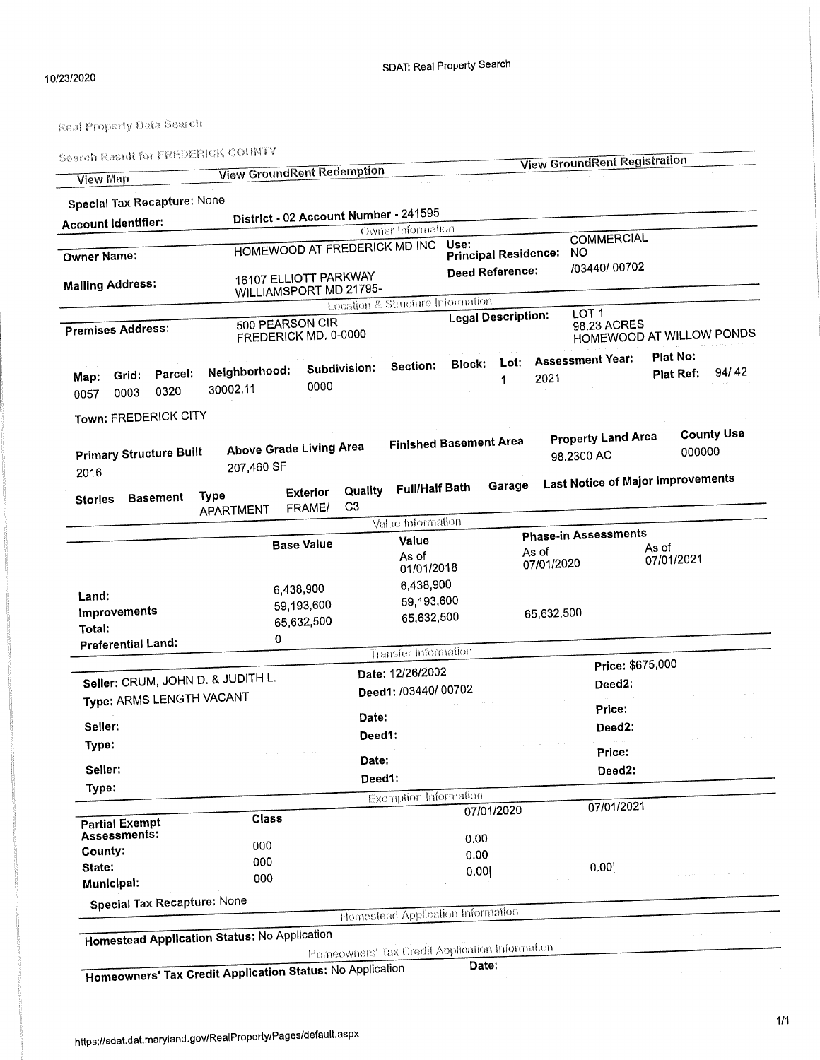10/23/2020

SDAT: Real Property Search

Real Property Data Search

Search Result for FREDERICK COUNTY

View Map | View GroundRent Redemption | View GroundRent Registration

**Special Tax Recapture:** None

**Account Identifier:** District - 02 Account Number - 241595

### Owner Information

| | | | |
|---|---|---|---|
| **Owner Name:** | HOMEWOOD AT FREDERICK MD INC | **Use:** | COMMERCIAL |
| | | **Principal Residence:** | NO |
| **Mailing Address:** | 16107 ELLIOTT PARKWAY WILLIAMSPORT MD 21795- | **Deed Reference:** | /03440/ 00702 |

### Location & Structure Information

| | | | |
|---|---|---|---|
| **Premises Address:** | 500 PEARSON CIR FREDERICK MD, 0-0000 | **Legal Description:** | LOT 1 98.23 ACRES HOMEWOOD AT WILLOW PONDS |

| Map: | Grid: | Parcel: | Neighborhood: | Subdivision: | Section: | Block: | Lot: | Assessment Year: | Plat No: | Plat Ref: |
|---|---|---|---|---|---|---|---|---|---|---|
| 0057 | 0003 | 0320 | 30002.11 | 0000 | | | 1 | 2021 | | 94/ 42 |

**Town:** FREDERICK CITY

| Primary Structure Built | Above Grade Living Area | Finished Basement Area | Property Land Area | County Use |
|---|---|---|---|---|
| 2016 | 207,460 SF | | 98.2300 AC | 000000 |

| Stories | Basement | Type | Exterior | Quality | Full/Half Bath | Garage | Last Notice of Major Improvements |
|---|---|---|---|---|---|---|---|
| | | APARTMENT | FRAME/ | C3 | | | |

### Value Information

| | Base Value | Value As of 01/01/2018 | Phase-in Assessments As of 07/01/2020 | Phase-in Assessments As of 07/01/2021 |
|---|---|---|---|---|
| **Land:** | 6,438,900 | 6,438,900 | | |
| **Improvements** | 59,193,600 | 59,193,600 | | |
| **Total:** | 65,632,500 | 65,632,500 | 65,632,500 | |
| **Preferential Land:** | 0 | | | |

### Transfer Information

| | | |
|---|---|---|
| **Seller:** CRUM, JOHN D. & JUDITH L. | **Date:** 12/26/2002 | **Price:** $675,000 |
| **Type:** ARMS LENGTH VACANT | **Deed1:** /03440/ 00702 | **Deed2:** |
| **Seller:** | **Date:** | **Price:** |
| **Type:** | **Deed1:** | **Deed2:** |
| **Seller:** | **Date:** | **Price:** |
| **Type:** | **Deed1:** | **Deed2:** |

### Exemption Information

| **Partial Exempt Assessments:** | **Class** | **07/01/2020** | **07/01/2021** |
|---|---|---|---|
| **County:** | 000 | 0.00 | |
| **State:** | 000 | 0.00 | |
| **Municipal:** | 000 | 0.00\| | 0.00\| |

**Special Tax Recapture:** None

### Homestead Application Information

**Homestead Application Status:** No Application

### Homeowners' Tax Credit Application Information

**Homeowners' Tax Credit Application Status:** No Application **Date:**

https://sdat.dat.maryland.gov/RealProperty/Pages/default.aspx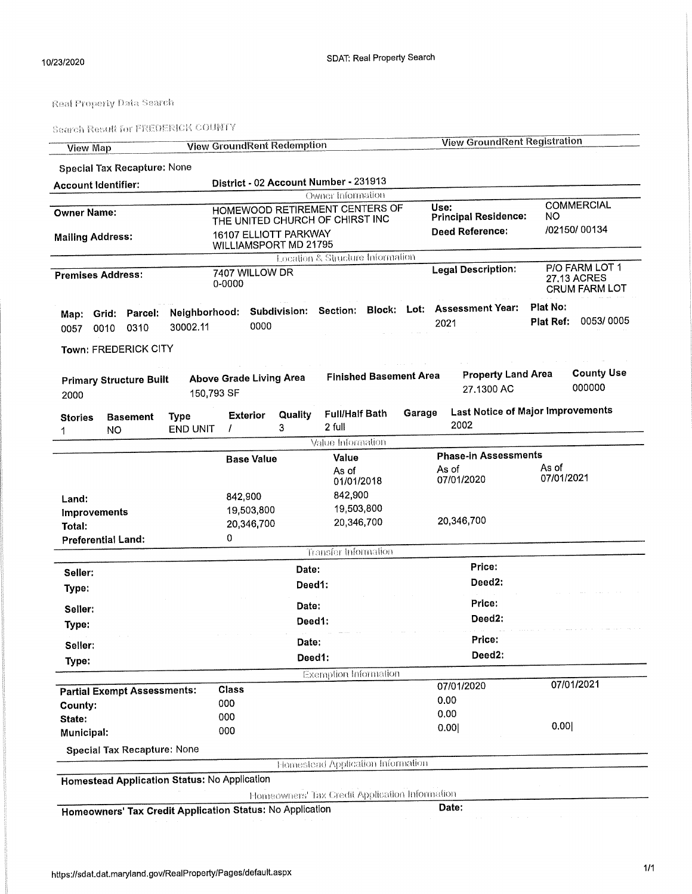Real Property Data Search

Search Result for FREDERICK COUNTY

View Map | View GroundRent Redemption | View GroundRent Registration

**Special Tax Recapture:** None

**Account Identifier:** District - 02 Account Number - 231913

## Owner Information

| | | | |
|---|---|---|---|
| **Owner Name:** | HOMEWOOD RETIREMENT CENTERS OF THE UNITED CHURCH OF CHIRST INC | **Use:** | COMMERCIAL |
| | | **Principal Residence:** | NO |
| **Mailing Address:** | 16107 ELLIOTT PARKWAY WILLIAMSPORT MD 21795 | **Deed Reference:** | /02150/ 00134 |

## Location & Structure Information

| | | | |
|---|---|---|---|
| **Premises Address:** | 7407 WILLOW DR 0-0000 | **Legal Description:** | P/O FARM LOT 1 27.13 ACRES CRUM FARM LOT |

| Map: | Grid: | Parcel: | Neighborhood: | Subdivision: | Section: | Block: | Lot: | Assessment Year: | Plat No: |
|---|---|---|---|---|---|---|---|---|---|
| 0057 | 0010 | 0310 | 30002.11 | 0000 | | | | 2021 | Plat Ref: 0053/ 0005 |

**Town:** FREDERICK CITY

| Primary Structure Built | Above Grade Living Area | Finished Basement Area | Property Land Area | County Use |
|---|---|---|---|---|
| 2000 | 150,793 SF | | 27.1300 AC | 000000 |

| Stories | Basement | Type | Exterior | Quality | Full/Half Bath | Garage | Last Notice of Major Improvements |
|---|---|---|---|---|---|---|---|
| 1 | NO | END UNIT | / | 3 | 2 full | | 2002 |

## Value Information

| | Base Value | Value As of 01/01/2018 | Phase-in Assessments As of 07/01/2020 | As of 07/01/2021 |
|---|---|---|---|---|
| **Land:** | 842,900 | 842,900 | | |
| **Improvements** | 19,503,800 | 19,503,800 | | |
| **Total:** | 20,346,700 | 20,346,700 | 20,346,700 | |
| **Preferential Land:** | 0 | | | |

## Transfer Information

| | | | |
|---|---|---|---|
| **Seller:** | **Date:** | **Price:** | |
| **Type:** | **Deed1:** | **Deed2:** | |
| **Seller:** | **Date:** | **Price:** | |
| **Type:** | **Deed1:** | **Deed2:** | |
| **Seller:** | **Date:** | **Price:** | |
| **Type:** | **Deed1:** | **Deed2:** | |

## Exemption Information

| **Partial Exempt Assessments:** | **Class** | 07/01/2020 | 07/01/2021 |
|---|---|---|---|
| **County:** | 000 | 0.00 | |
| **State:** | 000 | 0.00 | |
| **Municipal:** | 000 | 0.00\| | 0.00\| |

**Special Tax Recapture:** None

## Homestead Application Information

**Homestead Application Status:** No Application

## Homeowners' Tax Credit Application Information

**Homeowners' Tax Credit Application Status:** No Application | **Date:**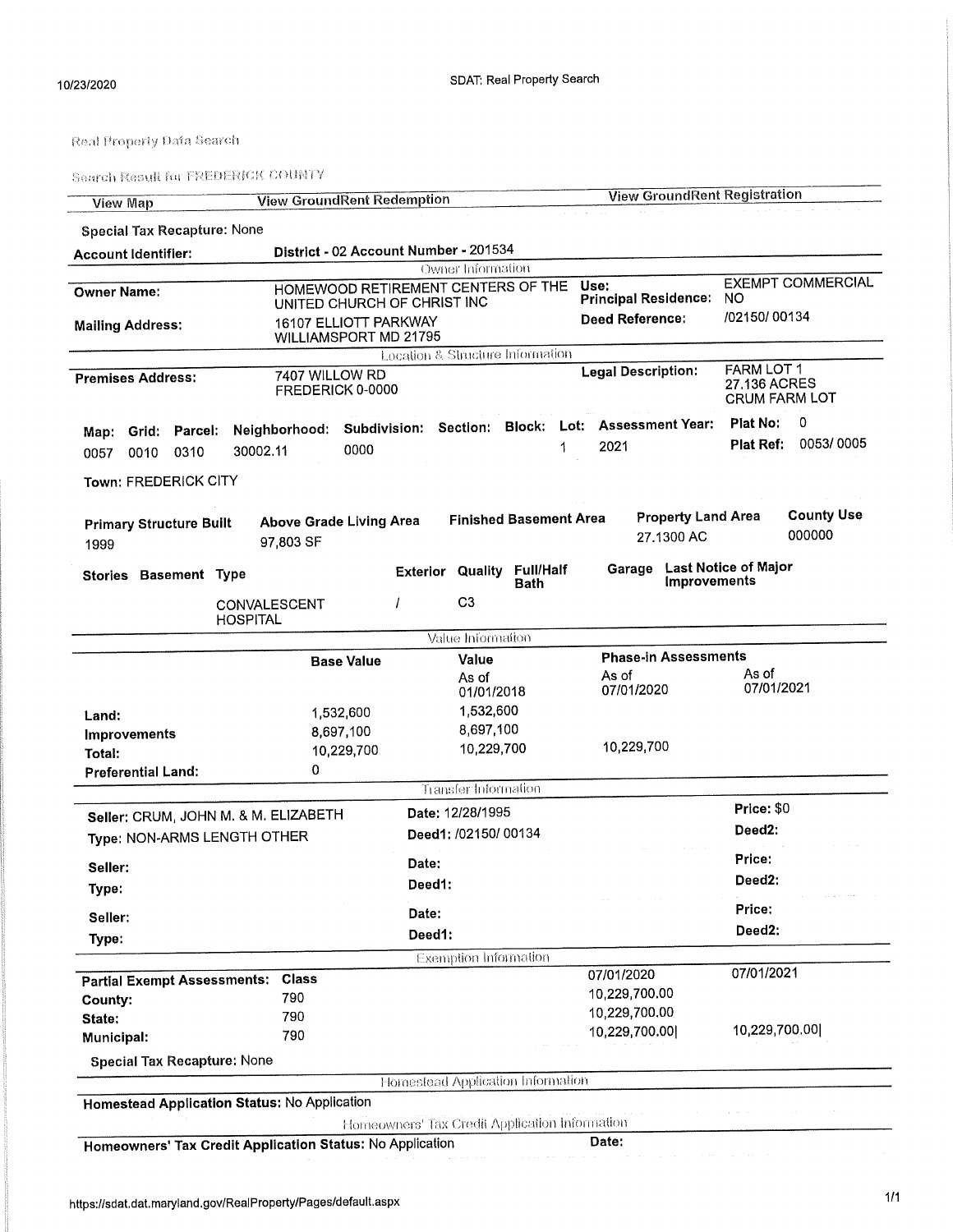Real Property Data Search

Search Result for FREDERICK COUNTY

| View Map | View GroundRent Redemption | View GroundRent Registration |
|---|---|---|

**Special Tax Recapture:** None

| **Account Identifier:** | District - 02 Account Number - 201534 |
|---|---|

### Owner Information

| | | | |
|---|---|---|---|
| **Owner Name:** | HOMEWOOD RETIREMENT CENTERS OF THE UNITED CHURCH OF CHRIST INC | **Use:** | EXEMPT COMMERCIAL |
| | | **Principal Residence:** | NO |
| **Mailing Address:** | 16107 ELLIOTT PARKWAY WILLIAMSPORT MD 21795 | **Deed Reference:** | /02150/ 00134 |

### Location & Structure Information

| | | | |
|---|---|---|---|
| **Premises Address:** | 7407 WILLOW RD FREDERICK 0-0000 | **Legal Description:** | FARM LOT 1 27.136 ACRES CRUM FARM LOT |

| Map: | Grid: | Parcel: | Neighborhood: | Subdivision: | Section: | Block: | Lot: | Assessment Year: | Plat No: | 0 |
|---|---|---|---|---|---|---|---|---|---|---|
| 0057 | 0010 | 0310 | 30002.11 | 0000 | | | 1 | 2021 | Plat Ref: | 0053/ 0005 |

**Town:** FREDERICK CITY

| Primary Structure Built | Above Grade Living Area | Finished Basement Area | Property Land Area | County Use |
|---|---|---|---|---|
| 1999 | 97,803 SF | | 27.1300 AC | 000000 |

| Stories | Basement | Type | Exterior | Quality | Full/Half Bath | Garage | Last Notice of Major Improvements |
|---|---|---|---|---|---|---|---|
| | | CONVALESCENT HOSPITAL | / | C3 | | | |

### Value Information

| | Base Value | Value As of 01/01/2018 | Phase-in Assessments As of 07/01/2020 | As of 07/01/2021 |
|---|---|---|---|---|
| **Land:** | 1,532,600 | 1,532,600 | | |
| **Improvements** | 8,697,100 | 8,697,100 | | |
| **Total:** | 10,229,700 | 10,229,700 | 10,229,700 | |
| **Preferential Land:** | 0 | | | |

### Transfer Information

| | | |
|---|---|---|
| **Seller:** CRUM, JOHN M. & M. ELIZABETH | **Date:** 12/28/1995 | **Price:** $0 |
| **Type:** NON-ARMS LENGTH OTHER | **Deed1:** /02150/ 00134 | **Deed2:** |
| **Seller:** | **Date:** | **Price:** |
| **Type:** | **Deed1:** | **Deed2:** |
| **Seller:** | **Date:** | **Price:** |
| **Type:** | **Deed1:** | **Deed2:** |

### Exemption Information

| **Partial Exempt Assessments:** | **Class** | 07/01/2020 | 07/01/2021 |
|---|---|---|---|
| **County:** | 790 | 10,229,700.00 | |
| **State:** | 790 | 10,229,700.00 | |
| **Municipal:** | 790 | 10,229,700.00\| | 10,229,700.00\| |

**Special Tax Recapture:** None

### Homestead Application Information

**Homestead Application Status:** No Application

### Homeowners' Tax Credit Application Information

**Homeowners' Tax Credit Application Status:** No Application **Date:**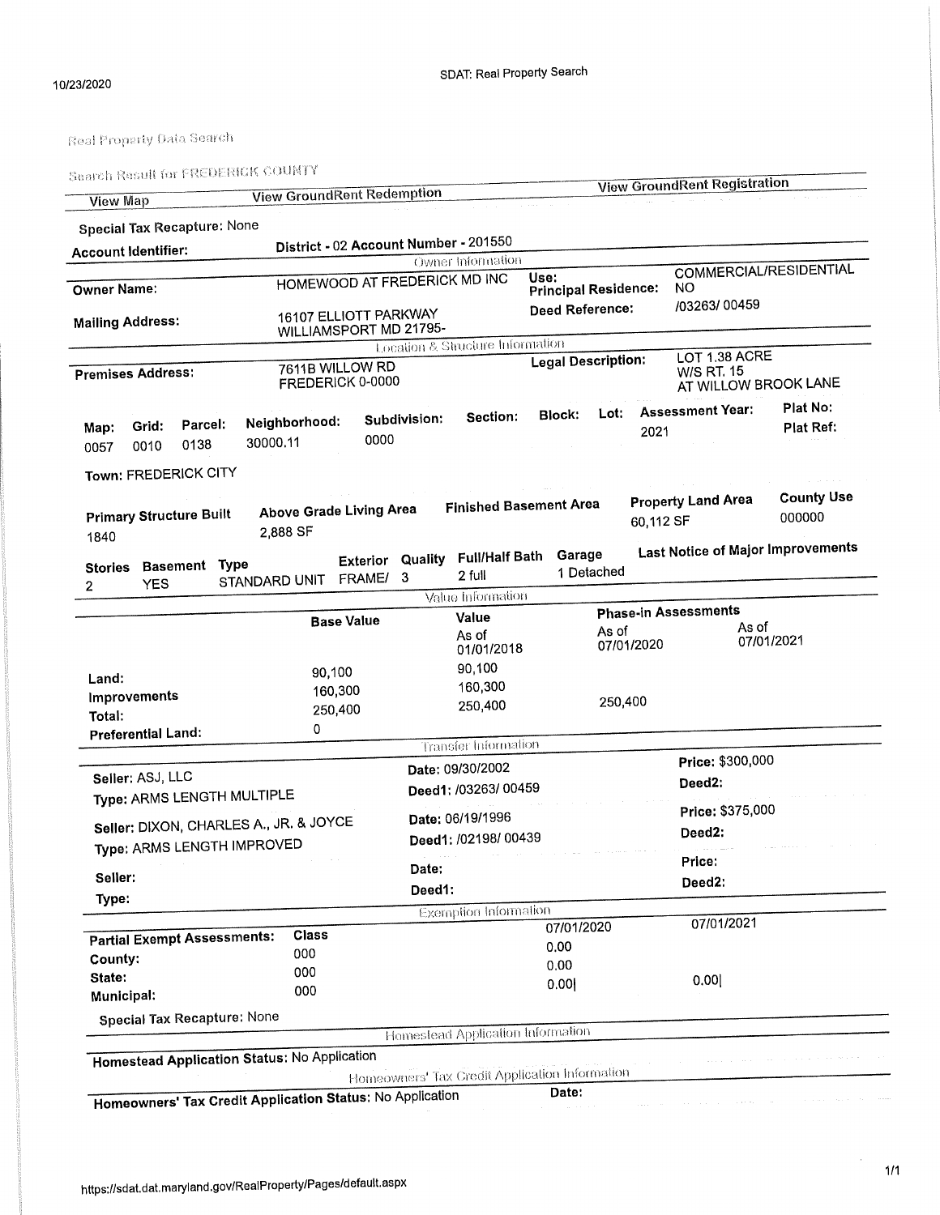Real Property Data Search

Search Result for FREDERICK COUNTY

| View Map | View GroundRent Redemption | View GroundRent Registration |
|---|---|---|

**Special Tax Recapture:** None

**Account Identifier:** District - 02 Account Number - 201550

### Owner Information

| | | | |
|---|---|---|---|
| **Owner Name:** | HOMEWOOD AT FREDERICK MD INC | **Use:** | COMMERCIAL/RESIDENTIAL |
| | | **Principal Residence:** | NO |
| **Mailing Address:** | 16107 ELLIOTT PARKWAY WILLIAMSPORT MD 21795- | **Deed Reference:** | /03263/ 00459 |

### Location & Structure Information

| | | | |
|---|---|---|---|
| **Premises Address:** | 7611B WILLOW RD FREDERICK 0-0000 | **Legal Description:** | LOT 1.38 ACRE W/S RT. 15 AT WILLOW BROOK LANE |

| Map: | Grid: | Parcel: | Neighborhood: | Subdivision: | Section: | Block: | Lot: | Assessment Year: | Plat No: |
|---|---|---|---|---|---|---|---|---|---|
| 0057 | 0010 | 0138 | 30000.11 | 0000 | | | | 2021 | Plat Ref: |

**Town:** FREDERICK CITY

| Primary Structure Built | Above Grade Living Area | Finished Basement Area | Property Land Area | County Use |
|---|---|---|---|---|
| 1840 | 2,888 SF | | 60,112 SF | 000000 |

| Stories | Basement | Type | Exterior | Quality | Full/Half Bath | Garage | Last Notice of Major Improvements |
|---|---|---|---|---|---|---|---|
| 2 | YES | STANDARD UNIT | FRAME/ | 3 | 2 full | 1 Detached | |

### Value Information

| | Base Value | Value As of 01/01/2018 | Phase-in Assessments As of 07/01/2020 | As of 07/01/2021 |
|---|---|---|---|---|
| Land: | 90,100 | 90,100 | | |
| Improvements | 160,300 | 160,300 | | |
| Total: | 250,400 | 250,400 | 250,400 | |
| Preferential Land: | 0 | | | |

### Transfer Information

| | | |
|---|---|---|
| Seller: ASJ, LLC | Date: 09/30/2002 | Price: $300,000 |
| Type: ARMS LENGTH MULTIPLE | Deed1: /03263/ 00459 | Deed2: |
| Seller: DIXON, CHARLES A., JR. & JOYCE | Date: 06/19/1996 | Price: $375,000 |
| Type: ARMS LENGTH IMPROVED | Deed1: /02198/ 00439 | Deed2: |
| Seller: | Date: | Price: |
| Type: | Deed1: | Deed2: |

### Exemption Information

| Partial Exempt Assessments: | Class | 07/01/2020 | 07/01/2021 |
|---|---|---|---|
| County: | 000 | 0.00 | |
| State: | 000 | 0.00 | |
| Municipal: | 000 | 0.00\| | 0.00\| |

**Special Tax Recapture:** None

### Homestead Application Information

**Homestead Application Status:** No Application

### Homeowners' Tax Credit Application Information

**Homeowners' Tax Credit Application Status:** No Application **Date:**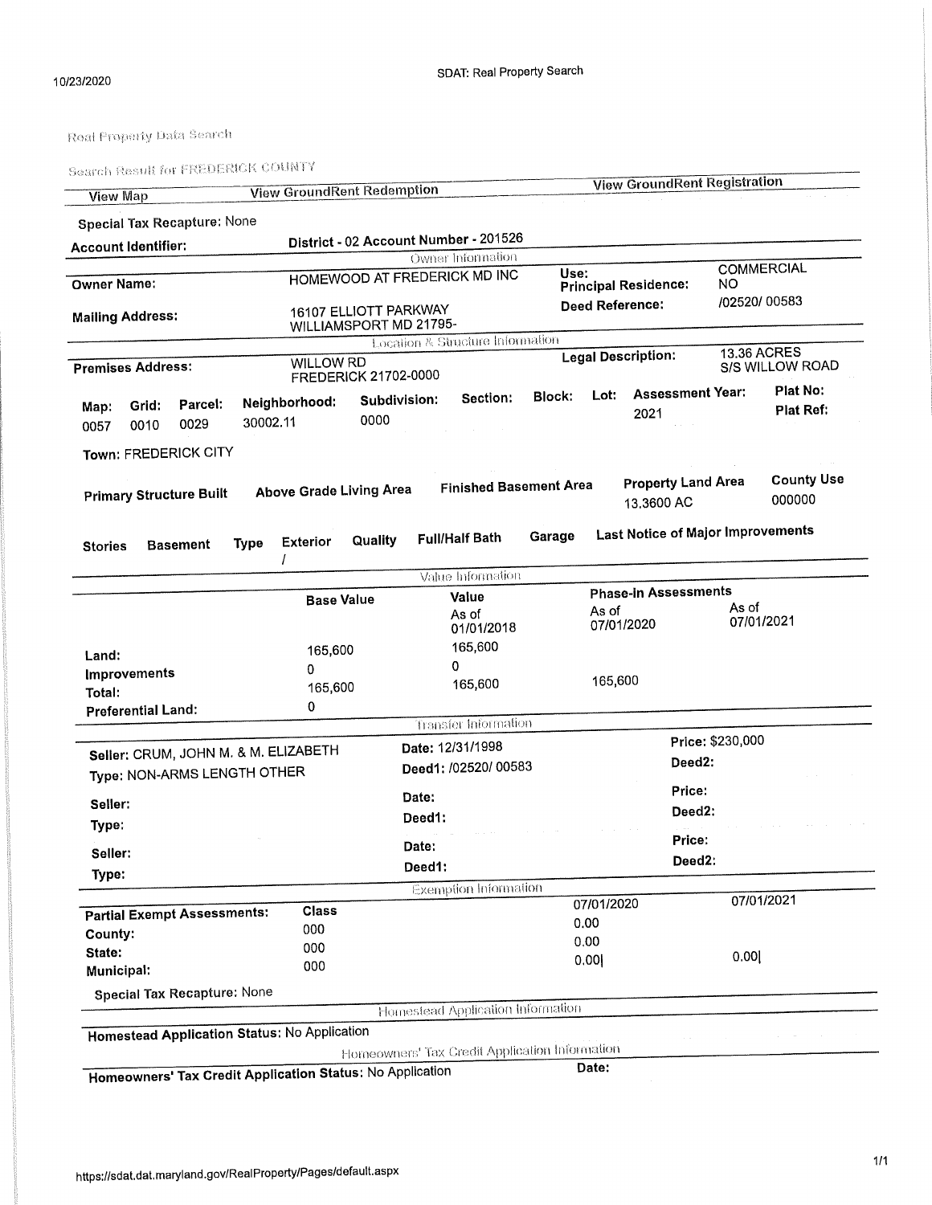Real Property Data Search

Search Result for FREDERICK COUNTY

| View Map | View GroundRent Redemption | View GroundRent Registration |
|---|---|---|

Special Tax Recapture: None

**Account Identifier:** District - 02 Account Number - 201526

## Owner Information

| | | | |
|---|---|---|---|
| **Owner Name:** | HOMEWOOD AT FREDERICK MD INC | **Use:** | COMMERCIAL |
| | | **Principal Residence:** | NO |
| **Mailing Address:** | 16107 ELLIOTT PARKWAY WILLIAMSPORT MD 21795- | **Deed Reference:** | /02520/ 00583 |

## Location & Structure Information

| | | | |
|---|---|---|---|
| **Premises Address:** | WILLOW RD FREDERICK 21702-0000 | **Legal Description:** | 13.36 ACRES S/S WILLOW ROAD |

| Map: | Grid: | Parcel: | Neighborhood: | Subdivision: | Section: | Block: | Lot: | Assessment Year: | Plat No: |
|---|---|---|---|---|---|---|---|---|---|
| 0057 | 0010 | 0029 | 30002.11 | 0000 | | | | 2021 | Plat Ref: |

Town: FREDERICK CITY

| Primary Structure Built | Above Grade Living Area | Finished Basement Area | Property Land Area | County Use |
|---|---|---|---|---|
| | | | 13.3600 AC | 000000 |

| Stories | Basement | Type | Exterior | Quality | Full/Half Bath | Garage | Last Notice of Major Improvements |
|---|---|---|---|---|---|---|---|
| | | | / | | | | |

## Value Information

| | Base Value | Value As of 01/01/2018 | Phase-in Assessments As of 07/01/2020 | As of 07/01/2021 |
|---|---|---|---|---|
| Land: | 165,600 | 165,600 | | |
| Improvements | 0 | 0 | | |
| Total: | 165,600 | 165,600 | 165,600 | |
| Preferential Land: | 0 | | | |

## Transfer Information

| | | |
|---|---|---|
| Seller: CRUM, JOHN M. & M. ELIZABETH | Date: 12/31/1998 | Price: $230,000 |
| Type: NON-ARMS LENGTH OTHER | Deed1: /02520/ 00583 | Deed2: |
| Seller: | Date: | Price: |
| Type: | Deed1: | Deed2: |
| Seller: | Date: | Price: |
| Type: | Deed1: | Deed2: |

## Exemption Information

| Partial Exempt Assessments: | Class | 07/01/2020 | 07/01/2021 |
|---|---|---|---|
| County: | 000 | 0.00 | |
| State: | 000 | 0.00 | |
| Municipal: | 000 | 0.00 | 0.00 |

Special Tax Recapture: None

## Homestead Application Information

**Homestead Application Status:** No Application

## Homeowners' Tax Credit Application Information

**Homeowners' Tax Credit Application Status:** No Application **Date:**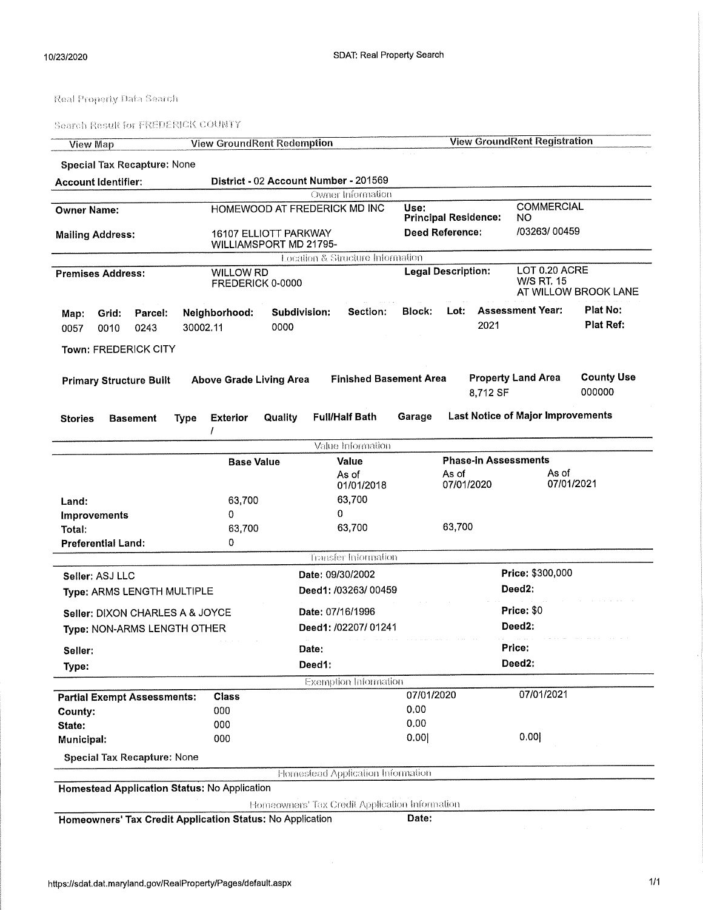Real Property Data Search

Search Result for FREDERICK COUNTY

| View Map | View GroundRent Redemption | View GroundRent Registration |
|---|---|---|

**Special Tax Recapture:** None

| | | | |
|---|---|---|---|
| **Account Identifier:** | **District - 02 Account Number - 201569** | | |

**Owner Information**

| | | | |
|---|---|---|---|
| **Owner Name:** | HOMEWOOD AT FREDERICK MD INC | **Use:** | COMMERCIAL |
| | | **Principal Residence:** | NO |
| **Mailing Address:** | 16107 ELLIOTT PARKWAY WILLIAMSPORT MD 21795- | **Deed Reference:** | /03263/ 00459 |

**Location & Structure Information**

| | | | |
|---|---|---|---|
| **Premises Address:** | WILLOW RD FREDERICK 0-0000 | **Legal Description:** | LOT 0.20 ACRE W/S RT. 15 AT WILLOW BROOK LANE |

| Map: | Grid: | Parcel: | Neighborhood: | Subdivision: | Section: | Block: | Lot: | Assessment Year: | Plat No: |
|---|---|---|---|---|---|---|---|---|---|
| 0057 | 0010 | 0243 | 30002.11 | 0000 | | | | 2021 | Plat Ref: |

**Town:** FREDERICK CITY

| Primary Structure Built | Above Grade Living Area | Finished Basement Area | Property Land Area | County Use |
|---|---|---|---|---|
| | | | 8,712 SF | 000000 |

| Stories | Basement | Type | Exterior | Quality | Full/Half Bath | Garage | Last Notice of Major Improvements |
|---|---|---|---|---|---|---|---|
| | | | / | | | | |

**Value Information**

| | Base Value | Value As of 01/01/2018 | Phase-in Assessments As of 07/01/2020 | As of 07/01/2021 |
|---|---|---|---|---|
| **Land:** | 63,700 | 63,700 | | |
| **Improvements** | 0 | 0 | | |
| **Total:** | 63,700 | 63,700 | 63,700 | |
| **Preferential Land:** | 0 | | | |

**Transfer Information**

| | | |
|---|---|---|
| **Seller:** ASJ LLC | **Date:** 09/30/2002 | **Price:** $300,000 |
| **Type:** ARMS LENGTH MULTIPLE | **Deed1:** /03263/ 00459 | **Deed2:** |
| **Seller:** DIXON CHARLES A & JOYCE | **Date:** 07/16/1996 | **Price:** $0 |
| **Type:** NON-ARMS LENGTH OTHER | **Deed1:** /02207/ 01241 | **Deed2:** |
| **Seller:** | **Date:** | **Price:** |
| **Type:** | **Deed1:** | **Deed2:** |

**Exemption Information**

| **Partial Exempt Assessments:** | **Class** | 07/01/2020 | 07/01/2021 |
|---|---|---|---|
| **County:** | 000 | 0.00 | |
| **State:** | 000 | 0.00 | |
| **Municipal:** | 000 | 0.00\| | 0.00\| |

**Special Tax Recapture:** None

**Homestead Application Information**

**Homestead Application Status:** No Application

**Homeowners' Tax Credit Application Information**

**Homeowners' Tax Credit Application Status:** No Application **Date:**